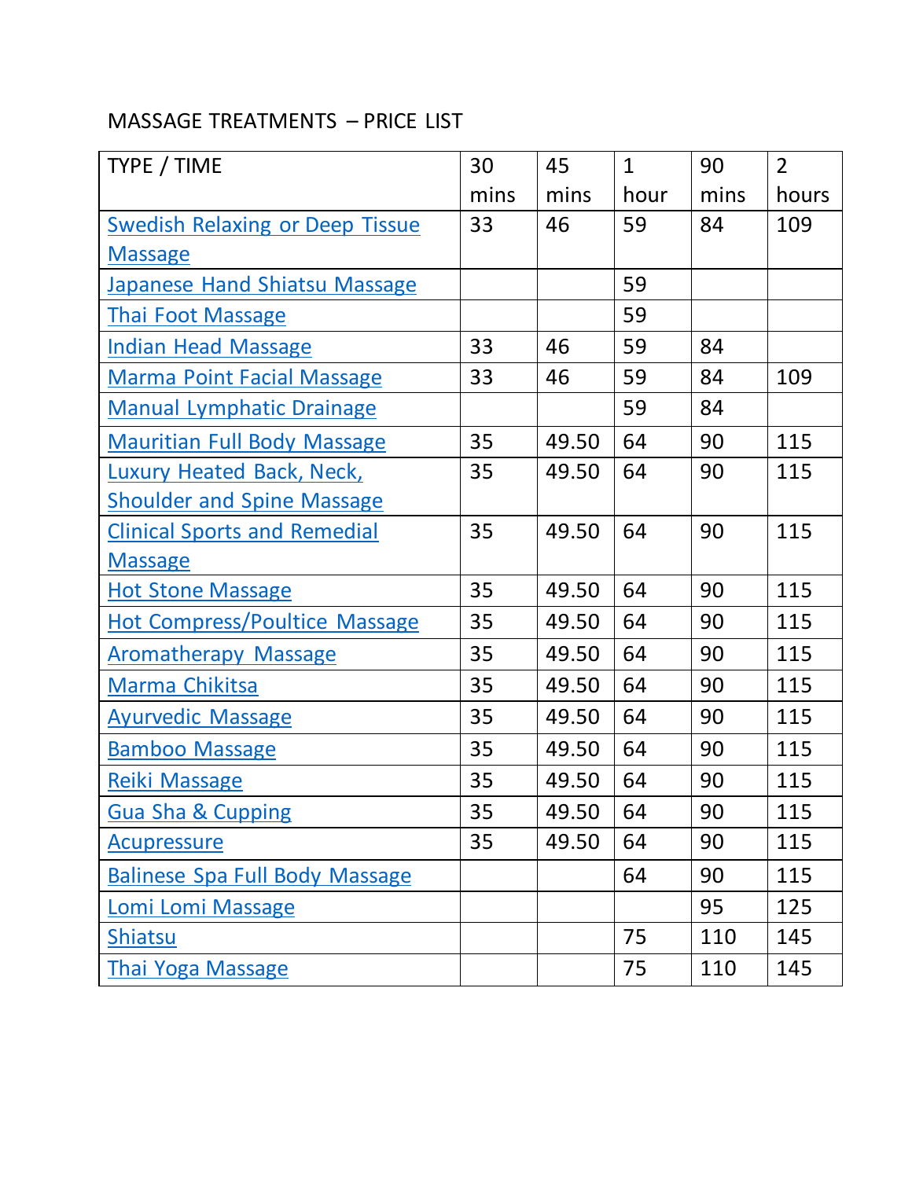MASSAGE TREATMENTS – PRICE LIST

| TYPE / TIME | 30 mins | 45 mins | 1 hour | 90 mins | 2 hours |
|---|---|---|---|---|---|
| Swedish Relaxing or Deep Tissue Massage | 33 | 46 | 59 | 84 | 109 |
| Japanese Hand Shiatsu Massage | | | 59 | | |
| Thai Foot Massage | | | 59 | | |
| Indian Head Massage | 33 | 46 | 59 | 84 | |
| Marma Point Facial Massage | 33 | 46 | 59 | 84 | 109 |
| Manual Lymphatic Drainage | | | 59 | 84 | |
| Mauritian Full Body Massage | 35 | 49.50 | 64 | 90 | 115 |
| Luxury Heated Back, Neck, Shoulder and Spine Massage | 35 | 49.50 | 64 | 90 | 115 |
| Clinical Sports and Remedial Massage | 35 | 49.50 | 64 | 90 | 115 |
| Hot Stone Massage | 35 | 49.50 | 64 | 90 | 115 |
| Hot Compress/Poultice Massage | 35 | 49.50 | 64 | 90 | 115 |
| Aromatherapy Massage | 35 | 49.50 | 64 | 90 | 115 |
| Marma Chikitsa | 35 | 49.50 | 64 | 90 | 115 |
| Ayurvedic Massage | 35 | 49.50 | 64 | 90 | 115 |
| Bamboo Massage | 35 | 49.50 | 64 | 90 | 115 |
| Reiki Massage | 35 | 49.50 | 64 | 90 | 115 |
| Gua Sha & Cupping | 35 | 49.50 | 64 | 90 | 115 |
| Acupressure | 35 | 49.50 | 64 | 90 | 115 |
| Balinese Spa Full Body Massage | | | 64 | 90 | 115 |
| Lomi Lomi Massage | | | | 95 | 125 |
| Shiatsu | | | 75 | 110 | 145 |
| Thai Yoga Massage | | | 75 | 110 | 145 |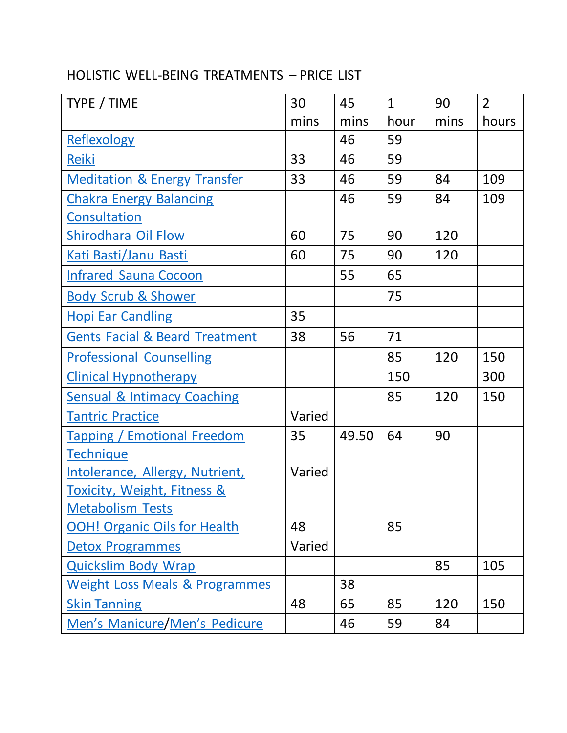HOLISTIC WELL-BEING TREATMENTS – PRICE LIST

| TYPE / TIME | 30 mins | 45 mins | 1 hour | 90 mins | 2 hours |
|---|---|---|---|---|---|
| Reflexology | | 46 | 59 | | |
| Reiki | 33 | 46 | 59 | | |
| Meditation & Energy Transfer | 33 | 46 | 59 | 84 | 109 |
| Chakra Energy Balancing Consultation | | 46 | 59 | 84 | 109 |
| Shirodhara Oil Flow | 60 | 75 | 90 | 120 | |
| Kati Basti/Janu Basti | 60 | 75 | 90 | 120 | |
| Infrared Sauna Cocoon | | 55 | 65 | | |
| Body Scrub & Shower | | | 75 | | |
| Hopi Ear Candling | 35 | | | | |
| Gents Facial & Beard Treatment | 38 | 56 | 71 | | |
| Professional Counselling | | | 85 | 120 | 150 |
| Clinical Hypnotherapy | | | 150 | | 300 |
| Sensual & Intimacy Coaching | | | 85 | 120 | 150 |
| Tantric Practice | Varied | | | | |
| Tapping / Emotional Freedom Technique | 35 | 49.50 | 64 | 90 | |
| Intolerance, Allergy, Nutrient, Toxicity, Weight, Fitness & Metabolism Tests | Varied | | | | |
| OOH! Organic Oils for Health | 48 | | 85 | | |
| Detox Programmes | Varied | | | | |
| Quickslim Body Wrap | | | | 85 | 105 |
| Weight Loss Meals & Programmes | | 38 | | | |
| Skin Tanning | 48 | 65 | 85 | 120 | 150 |
| Men's Manicure/Men's Pedicure | | 46 | 59 | 84 | |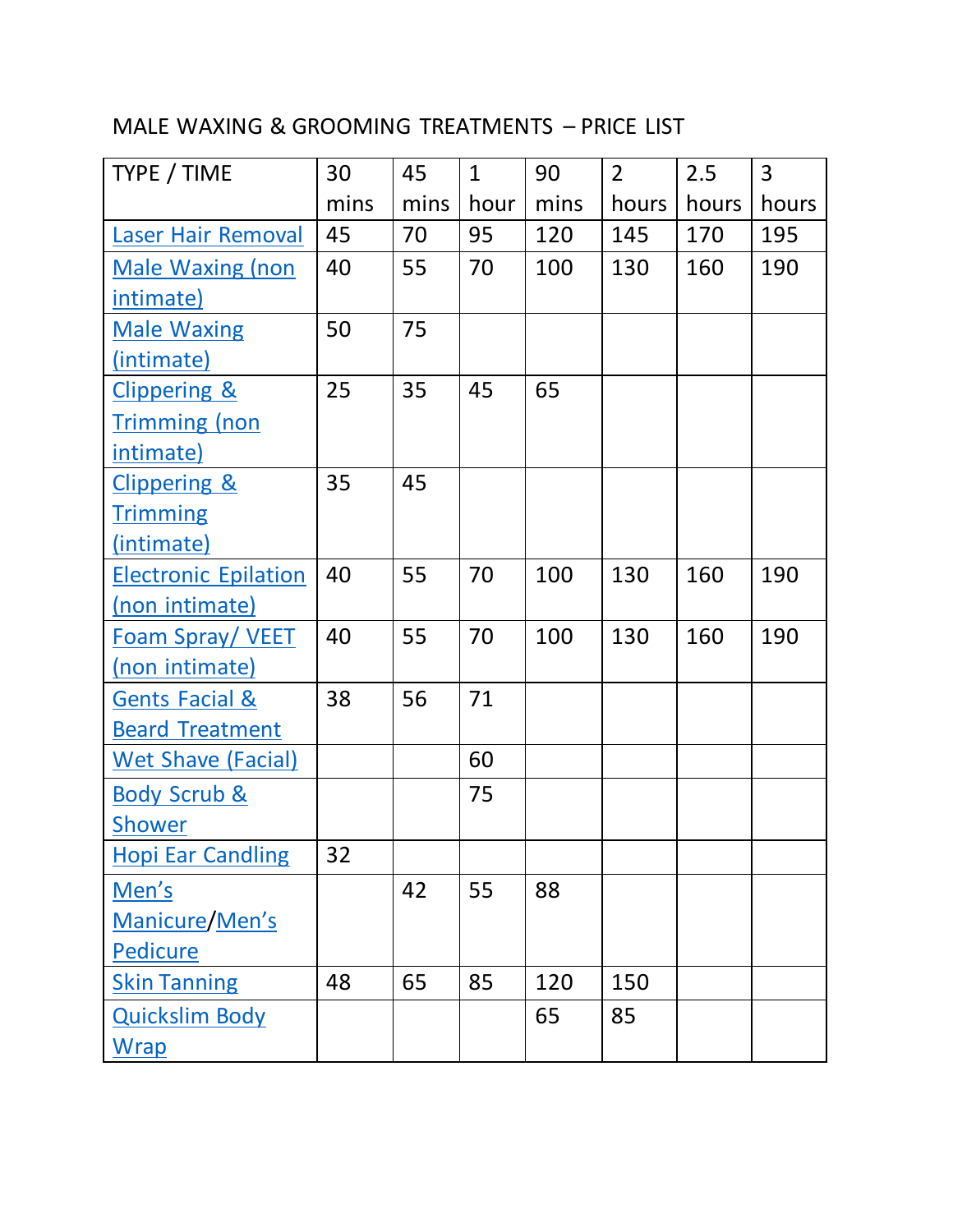MALE WAXING & GROOMING TREATMENTS – PRICE LIST

| TYPE / TIME | 30 mins | 45 mins | 1 hour | 90 mins | 2 hours | 2.5 hours | 3 hours |
|---|---|---|---|---|---|---|---|
| Laser Hair Removal | 45 | 70 | 95 | 120 | 145 | 170 | 195 |
| Male Waxing (non intimate) | 40 | 55 | 70 | 100 | 130 | 160 | 190 |
| Male Waxing (intimate) | 50 | 75 | | | | | |
| Clippering & Trimming (non intimate) | 25 | 35 | 45 | 65 | | | |
| Clippering & Trimming (intimate) | 35 | 45 | | | | | |
| Electronic Epilation (non intimate) | 40 | 55 | 70 | 100 | 130 | 160 | 190 |
| Foam Spray/ VEET (non intimate) | 40 | 55 | 70 | 100 | 130 | 160 | 190 |
| Gents Facial & Beard Treatment | 38 | 56 | 71 | | | | |
| Wet Shave (Facial) | | | 60 | | | | |
| Body Scrub & Shower | | | 75 | | | | |
| Hopi Ear Candling | 32 | | | | | | |
| Men's Manicure/Men's Pedicure | | 42 | 55 | 88 | | | |
| Skin Tanning | 48 | 65 | 85 | 120 | 150 | | |
| Quickslim Body Wrap | | | | 65 | 85 | | |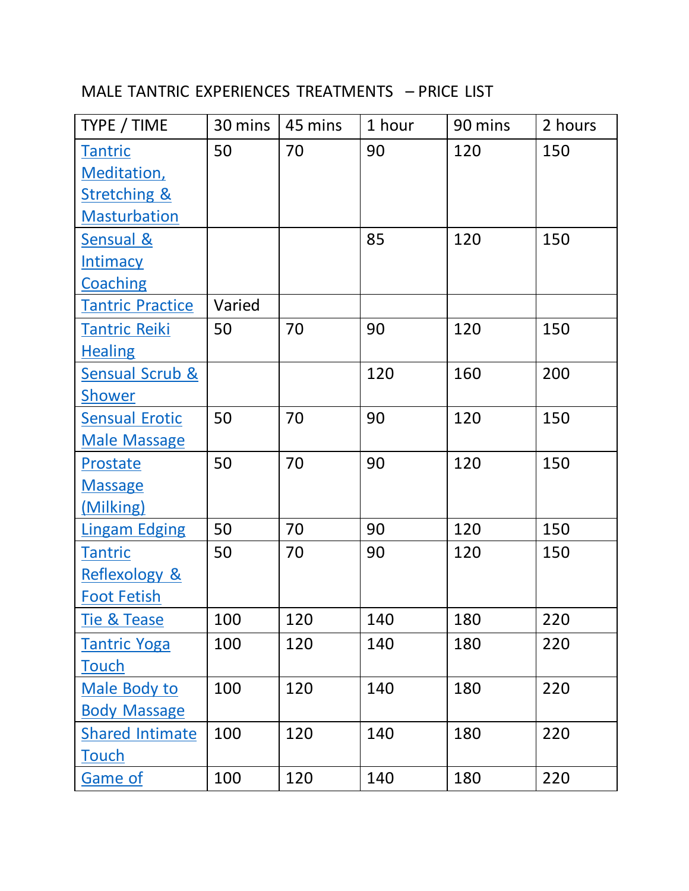MALE TANTRIC EXPERIENCES TREATMENTS – PRICE LIST

| TYPE / TIME | 30 mins | 45 mins | 1 hour | 90 mins | 2 hours |
|---|---|---|---|---|---|
| Tantric Meditation, Stretching & Masturbation | 50 | 70 | 90 | 120 | 150 |
| Sensual & Intimacy Coaching | | | 85 | 120 | 150 |
| Tantric Practice | Varied | | | | |
| Tantric Reiki Healing | 50 | 70 | 90 | 120 | 150 |
| Sensual Scrub & Shower | | | 120 | 160 | 200 |
| Sensual Erotic Male Massage | 50 | 70 | 90 | 120 | 150 |
| Prostate Massage (Milking) | 50 | 70 | 90 | 120 | 150 |
| Lingam Edging | 50 | 70 | 90 | 120 | 150 |
| Tantric Reflexology & Foot Fetish | 50 | 70 | 90 | 120 | 150 |
| Tie & Tease | 100 | 120 | 140 | 180 | 220 |
| Tantric Yoga Touch | 100 | 120 | 140 | 180 | 220 |
| Male Body to Body Massage | 100 | 120 | 140 | 180 | 220 |
| Shared Intimate Touch | 100 | 120 | 140 | 180 | 220 |
| Game of | 100 | 120 | 140 | 180 | 220 |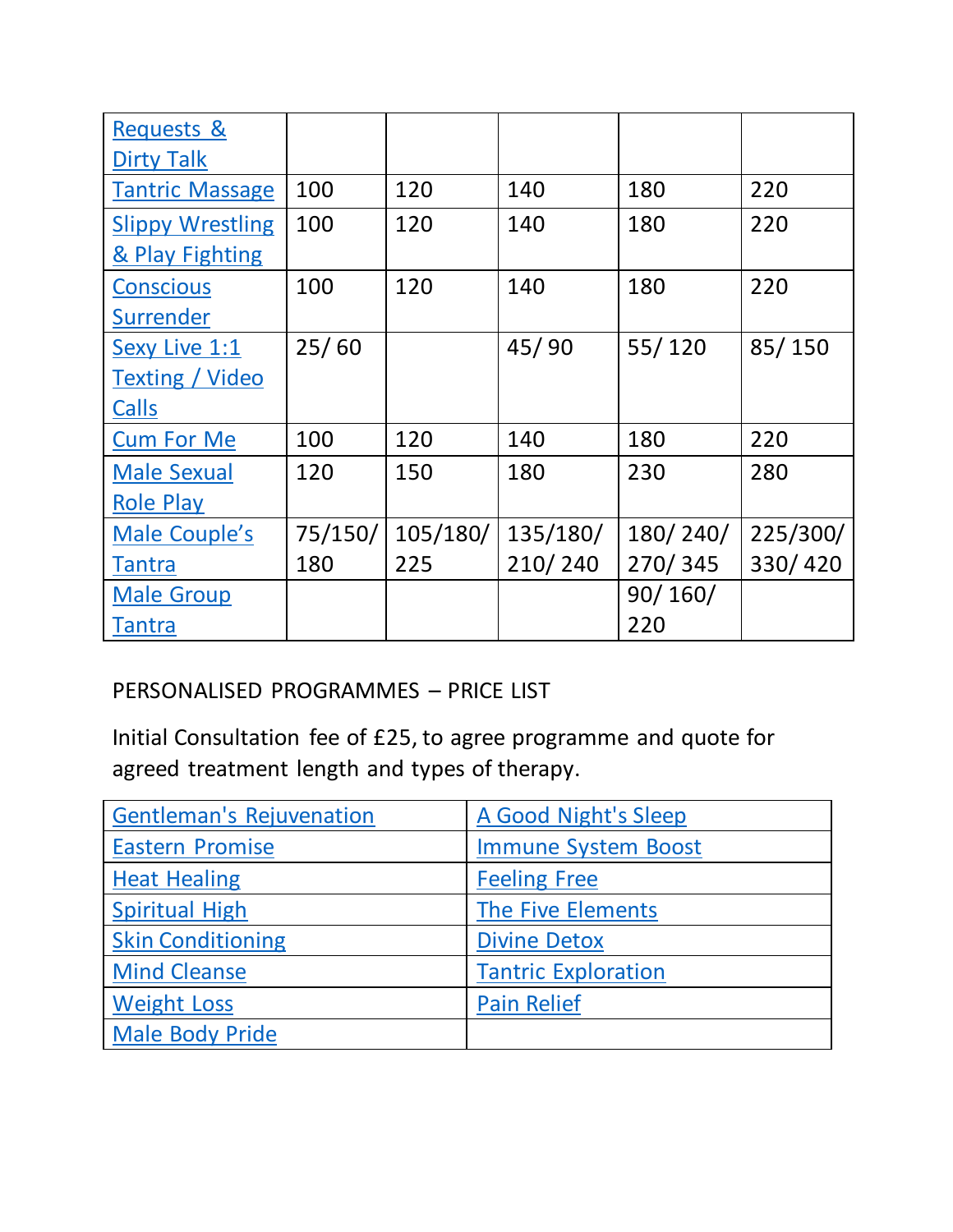| | | | | | |
|---|---|---|---|---|---|
| Requests & Dirty Talk | | | | | |
| Tantric Massage | 100 | 120 | 140 | 180 | 220 |
| Slippy Wrestling & Play Fighting | 100 | 120 | 140 | 180 | 220 |
| Conscious Surrender | 100 | 120 | 140 | 180 | 220 |
| Sexy Live 1:1 Texting / Video Calls | 25/ 60 | | 45/ 90 | 55/ 120 | 85/ 150 |
| Cum For Me | 100 | 120 | 140 | 180 | 220 |
| Male Sexual Role Play | 120 | 150 | 180 | 230 | 280 |
| Male Couple's Tantra | 75/150/ 180 | 105/180/ 225 | 135/180/ 210/ 240 | 180/ 240/ 270/ 345 | 225/300/ 330/ 420 |
| Male Group Tantra | | | | 90/ 160/ 220 | |

PERSONALISED PROGRAMMES – PRICE LIST

Initial Consultation fee of £25, to agree programme and quote for agreed treatment length and types of therapy.

| | |
|---|---|
| Gentleman's Rejuvenation | A Good Night's Sleep |
| Eastern Promise | Immune System Boost |
| Heat Healing | Feeling Free |
| Spiritual High | The Five Elements |
| Skin Conditioning | Divine Detox |
| Mind Cleanse | Tantric Exploration |
| Weight Loss | Pain Relief |
| Male Body Pride | |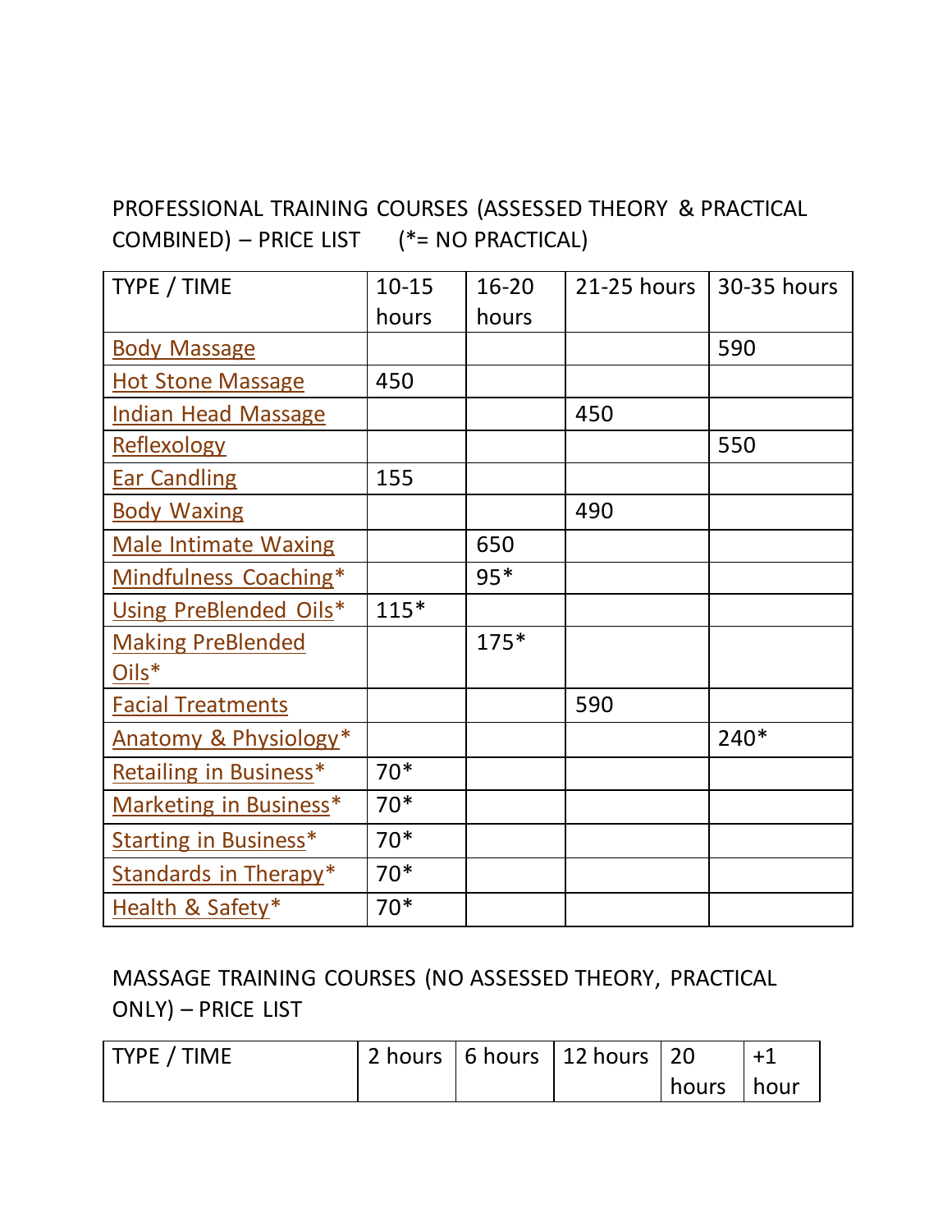PROFESSIONAL TRAINING COURSES (ASSESSED THEORY & PRACTICAL COMBINED) – PRICE LIST (*= NO PRACTICAL)

| TYPE / TIME | 10-15 hours | 16-20 hours | 21-25 hours | 30-35 hours |
|---|---|---|---|---|
| Body Massage | | | | 590 |
| Hot Stone Massage | 450 | | | |
| Indian Head Massage | | | 450 | |
| Reflexology | | | | 550 |
| Ear Candling | 155 | | | |
| Body Waxing | | | 490 | |
| Male Intimate Waxing | | 650 | | |
| Mindfulness Coaching* | | 95* | | |
| Using PreBlended Oils* | 115* | | | |
| Making PreBlended Oils* | | 175* | | |
| Facial Treatments | | | 590 | |
| Anatomy & Physiology* | | | | 240* |
| Retailing in Business* | 70* | | | |
| Marketing in Business* | 70* | | | |
| Starting in Business* | 70* | | | |
| Standards in Therapy* | 70* | | | |
| Health & Safety* | 70* | | | |

MASSAGE TRAINING COURSES (NO ASSESSED THEORY, PRACTICAL ONLY) – PRICE LIST

| TYPE / TIME | 2 hours | 6 hours | 12 hours | 20 hours | +1 hour |
|---|---|---|---|---|---|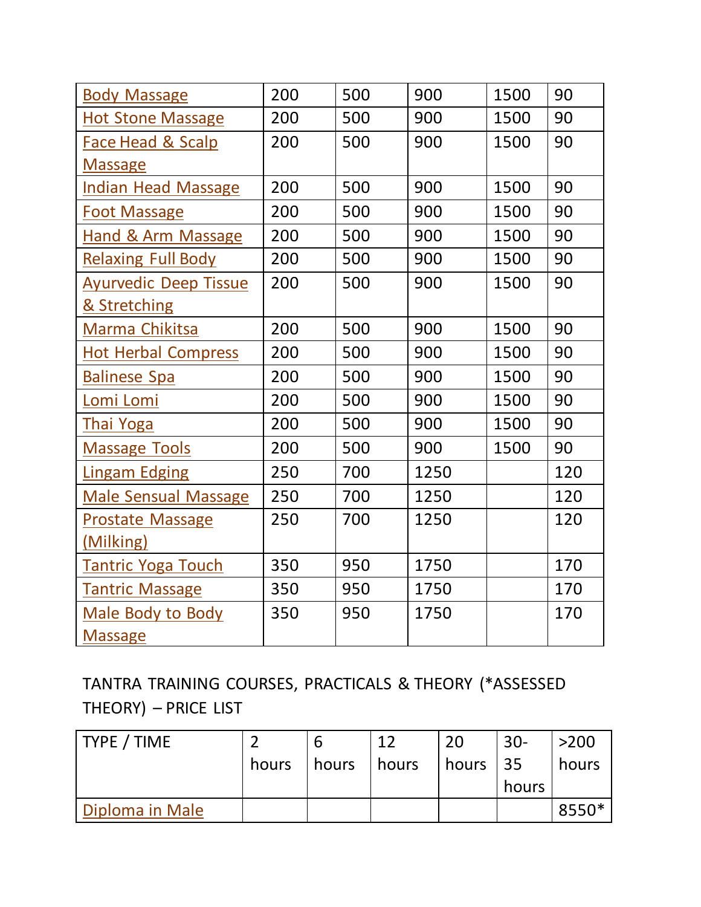| Body Massage | 200 | 500 | 900 | 1500 | 90 |
|---|---|---|---|---|---|
| Hot Stone Massage | 200 | 500 | 900 | 1500 | 90 |
| Face Head & Scalp Massage | 200 | 500 | 900 | 1500 | 90 |
| Indian Head Massage | 200 | 500 | 900 | 1500 | 90 |
| Foot Massage | 200 | 500 | 900 | 1500 | 90 |
| Hand & Arm Massage | 200 | 500 | 900 | 1500 | 90 |
| Relaxing Full Body | 200 | 500 | 900 | 1500 | 90 |
| Ayurvedic Deep Tissue & Stretching | 200 | 500 | 900 | 1500 | 90 |
| Marma Chikitsa | 200 | 500 | 900 | 1500 | 90 |
| Hot Herbal Compress | 200 | 500 | 900 | 1500 | 90 |
| Balinese Spa | 200 | 500 | 900 | 1500 | 90 |
| Lomi Lomi | 200 | 500 | 900 | 1500 | 90 |
| Thai Yoga | 200 | 500 | 900 | 1500 | 90 |
| Massage Tools | 200 | 500 | 900 | 1500 | 90 |
| Lingam Edging | 250 | 700 | 1250 | | 120 |
| Male Sensual Massage | 250 | 700 | 1250 | | 120 |
| Prostate Massage (Milking) | 250 | 700 | 1250 | | 120 |
| Tantric Yoga Touch | 350 | 950 | 1750 | | 170 |
| Tantric Massage | 350 | 950 | 1750 | | 170 |
| Male Body to Body Massage | 350 | 950 | 1750 | | 170 |

TANTRA TRAINING COURSES, PRACTICALS & THEORY (*ASSESSED THEORY) – PRICE LIST

| TYPE / TIME | 2 hours | 6 hours | 12 hours | 20 hours | 30-35 hours | >200 hours |
|---|---|---|---|---|---|---|
| Diploma in Male | | | | | | 8550* |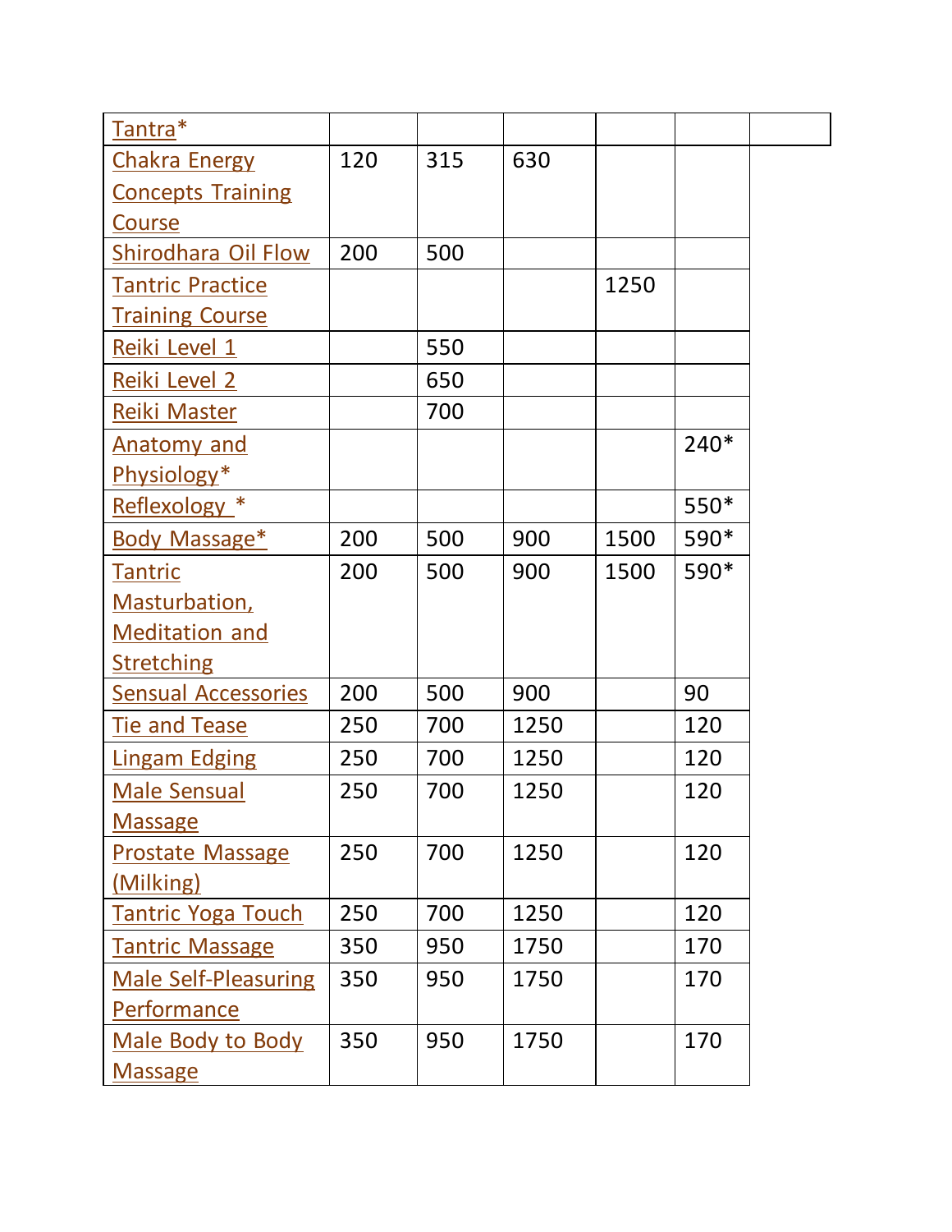| Tantra* | | | | | | |
|---|---|---|---|---|---|---|
| Chakra Energy Concepts Training Course | 120 | 315 | 630 | | | |
| Shirodhara Oil Flow | 200 | 500 | | | | |
| Tantric Practice Training Course | | | | 1250 | | |
| Reiki Level 1 | | 550 | | | | |
| Reiki Level 2 | | 650 | | | | |
| Reiki Master | | 700 | | | | |
| Anatomy and Physiology* | | | | | 240* | |
| Reflexology * | | | | | 550* | |
| Body Massage* | 200 | 500 | 900 | 1500 | 590* | |
| Tantric Masturbation, Meditation and Stretching | 200 | 500 | 900 | 1500 | 590* | |
| Sensual Accessories | 200 | 500 | 900 | | 90 | |
| Tie and Tease | 250 | 700 | 1250 | | 120 | |
| Lingam Edging | 250 | 700 | 1250 | | 120 | |
| Male Sensual Massage | 250 | 700 | 1250 | | 120 | |
| Prostate Massage (Milking) | 250 | 700 | 1250 | | 120 | |
| Tantric Yoga Touch | 250 | 700 | 1250 | | 120 | |
| Tantric Massage | 350 | 950 | 1750 | | 170 | |
| Male Self-Pleasuring Performance | 350 | 950 | 1750 | | 170 | |
| Male Body to Body Massage | 350 | 950 | 1750 | | 170 | |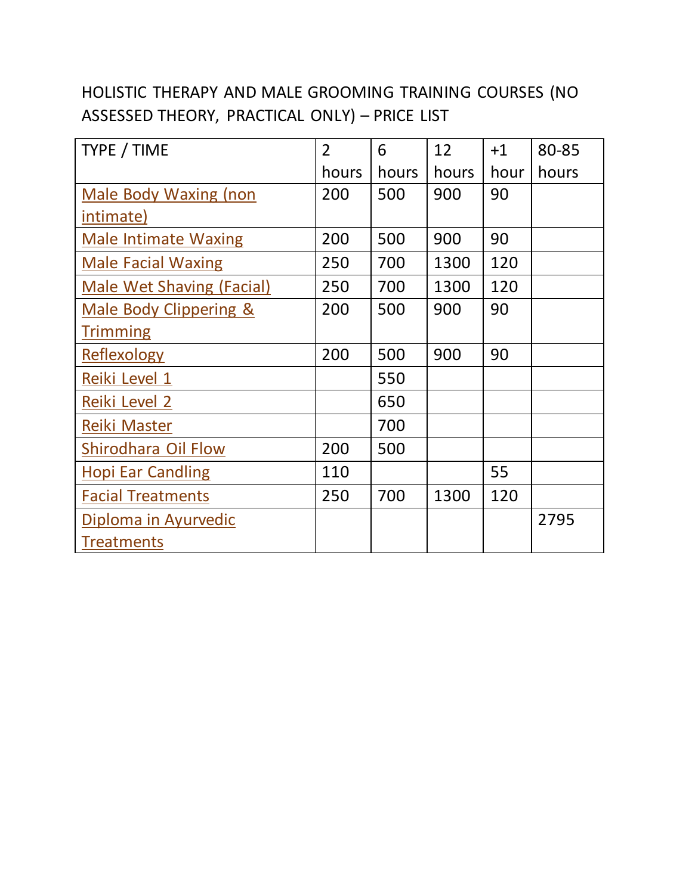HOLISTIC THERAPY AND MALE GROOMING TRAINING COURSES (NO ASSESSED THEORY, PRACTICAL ONLY) – PRICE LIST

| TYPE / TIME | 2 hours | 6 hours | 12 hours | +1 hour | 80-85 hours |
|---|---|---|---|---|---|
| Male Body Waxing (non intimate) | 200 | 500 | 900 | 90 | |
| Male Intimate Waxing | 200 | 500 | 900 | 90 | |
| Male Facial Waxing | 250 | 700 | 1300 | 120 | |
| Male Wet Shaving (Facial) | 250 | 700 | 1300 | 120 | |
| Male Body Clippering & Trimming | 200 | 500 | 900 | 90 | |
| Reflexology | 200 | 500 | 900 | 90 | |
| Reiki Level 1 | | 550 | | | |
| Reiki Level 2 | | 650 | | | |
| Reiki Master | | 700 | | | |
| Shirodhara Oil Flow | 200 | 500 | | | |
| Hopi Ear Candling | 110 | | | 55 | |
| Facial Treatments | 250 | 700 | 1300 | 120 | |
| Diploma in Ayurvedic Treatments | | | | | 2795 |